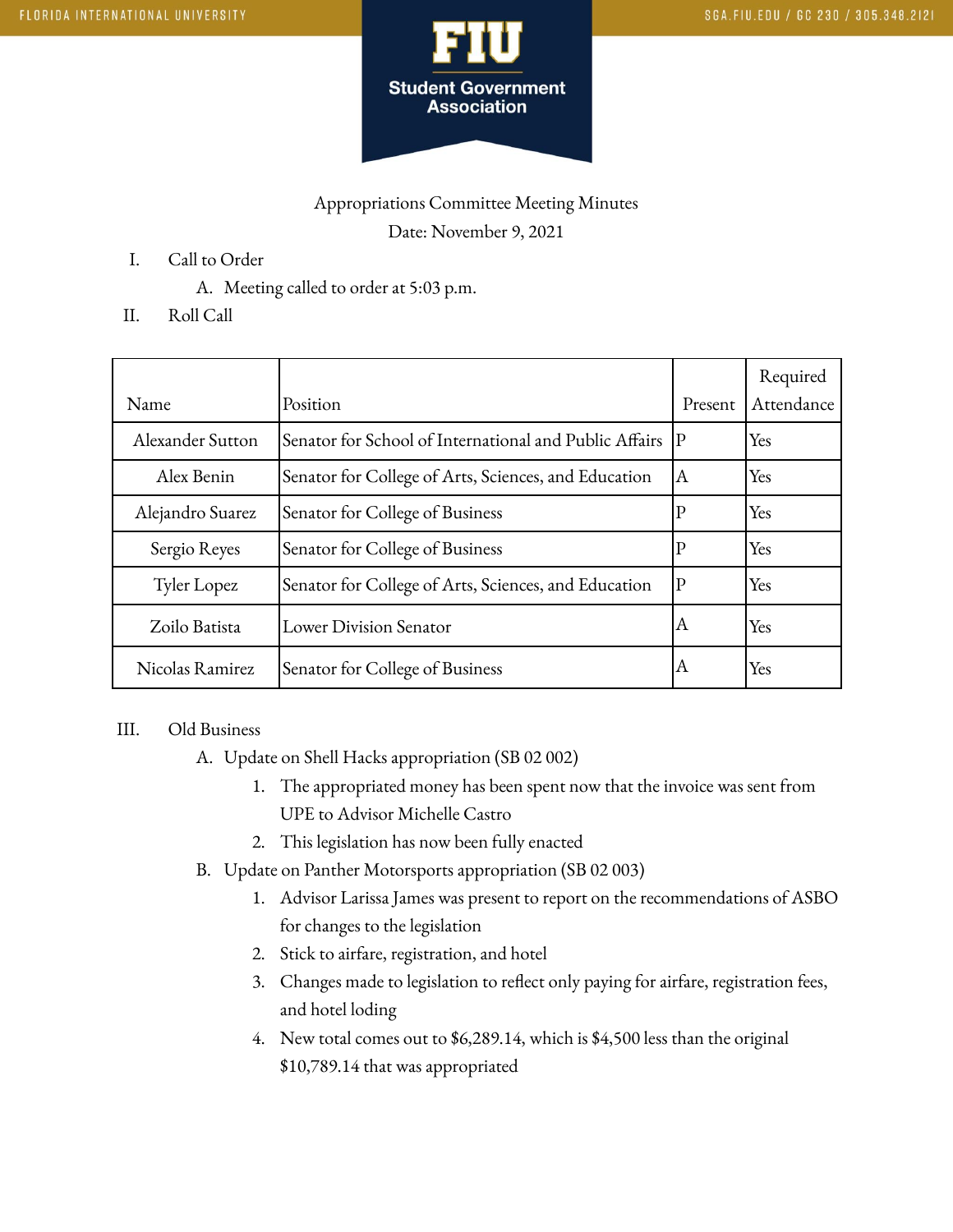# Appropriations Committee Meeting Minutes

Date: November 9, 2021

I. Call to Order
   A. Meeting called to order at 5:03 p.m.

II. Roll Call

| Name | Position | Present | Required Attendance |
|---|---|---|---|
| Alexander Sutton | Senator for School of International and Public Affairs | P | Yes |
| Alex Benin | Senator for College of Arts, Sciences, and Education | A | Yes |
| Alejandro Suarez | Senator for College of Business | P | Yes |
| Sergio Reyes | Senator for College of Business | P | Yes |
| Tyler Lopez | Senator for College of Arts, Sciences, and Education | P | Yes |
| Zoilo Batista | Lower Division Senator | A | Yes |
| Nicolas Ramirez | Senator for College of Business | A | Yes |

III. Old Business
   A. Update on Shell Hacks appropriation (SB 02 002)
      1. The appropriated money has been spent now that the invoice was sent from UPE to Advisor Michelle Castro
      2. This legislation has now been fully enacted
   B. Update on Panther Motorsports appropriation (SB 02 003)
      1. Advisor Larissa James was present to report on the recommendations of ASBO for changes to the legislation
      2. Stick to airfare, registration, and hotel
      3. Changes made to legislation to reflect only paying for airfare, registration fees, and hotel loding
      4. New total comes out to $6,289.14, which is $4,500 less than the original $10,789.14 that was appropriated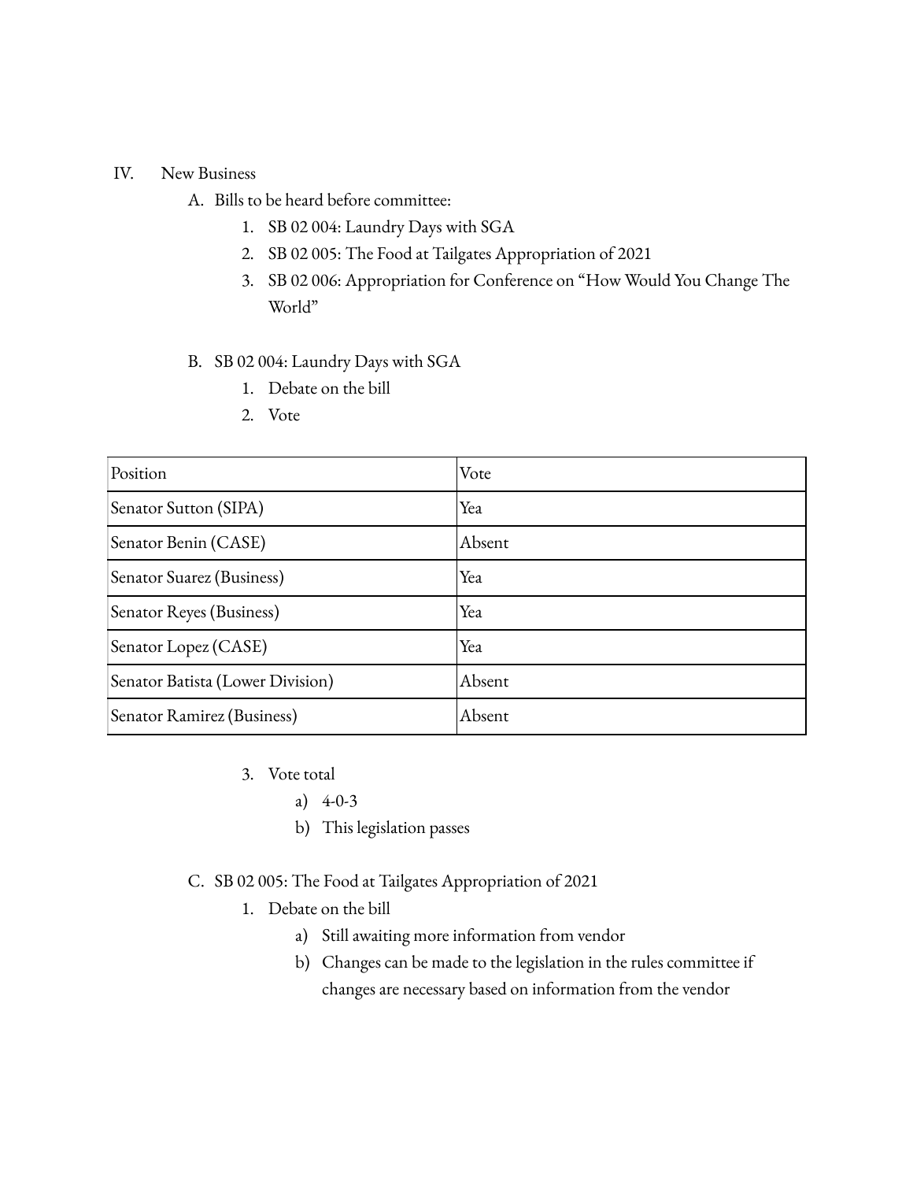IV. New Business

A. Bills to be heard before committee:

1. SB 02 004: Laundry Days with SGA
2. SB 02 005: The Food at Tailgates Appropriation of 2021
3. SB 02 006: Appropriation for Conference on "How Would You Change The World"

B. SB 02 004: Laundry Days with SGA

1. Debate on the bill
2. Vote

| Position | Vote |
|---|---|
| Senator Sutton (SIPA) | Yea |
| Senator Benin (CASE) | Absent |
| Senator Suarez (Business) | Yea |
| Senator Reyes (Business) | Yea |
| Senator Lopez (CASE) | Yea |
| Senator Batista (Lower Division) | Absent |
| Senator Ramirez (Business) | Absent |

3. Vote total
   a) 4-0-3
   b) This legislation passes

C. SB 02 005: The Food at Tailgates Appropriation of 2021

1. Debate on the bill
   a) Still awaiting more information from vendor
   b) Changes can be made to the legislation in the rules committee if changes are necessary based on information from the vendor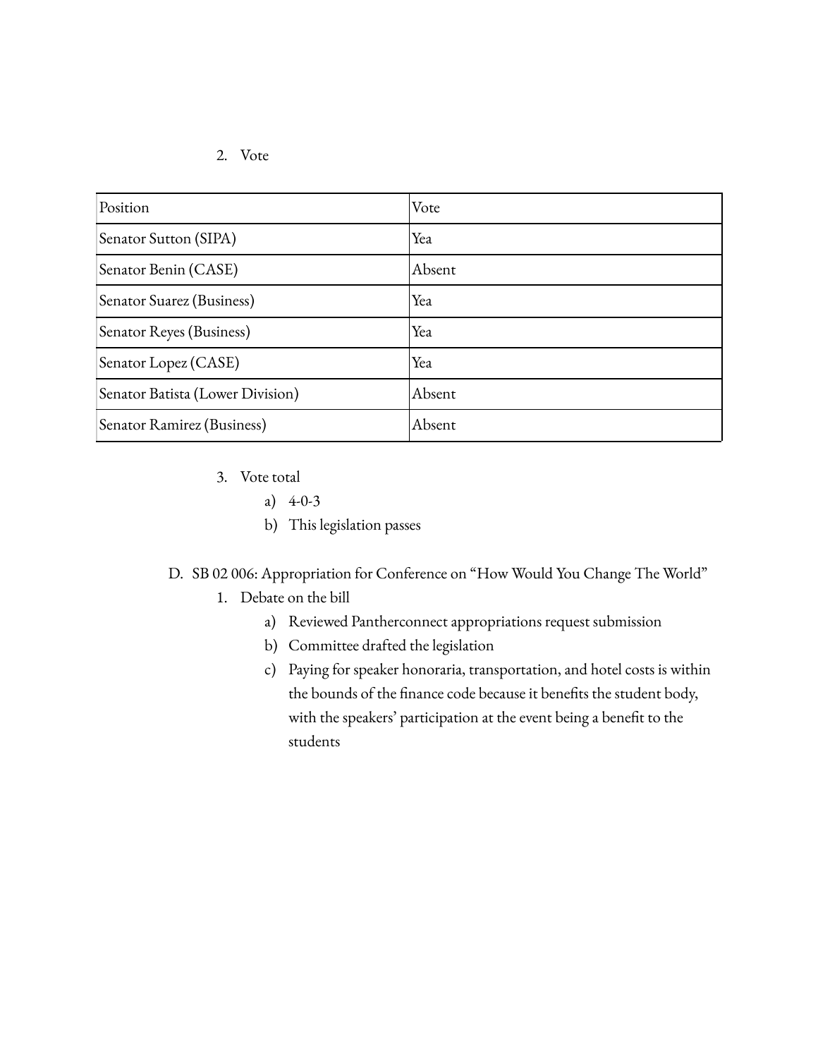2. Vote

| Position | Vote |
| --- | --- |
| Senator Sutton (SIPA) | Yea |
| Senator Benin (CASE) | Absent |
| Senator Suarez (Business) | Yea |
| Senator Reyes (Business) | Yea |
| Senator Lopez (CASE) | Yea |
| Senator Batista (Lower Division) | Absent |
| Senator Ramirez (Business) | Absent |

3. Vote total
    a) 4-0-3
    b) This legislation passes

D. SB 02 006: Appropriation for Conference on "How Would You Change The World"
1. Debate on the bill
    a) Reviewed Pantherconnect appropriations request submission
    b) Committee drafted the legislation
    c) Paying for speaker honoraria, transportation, and hotel costs is within the bounds of the finance code because it benefits the student body, with the speakers' participation at the event being a benefit to the students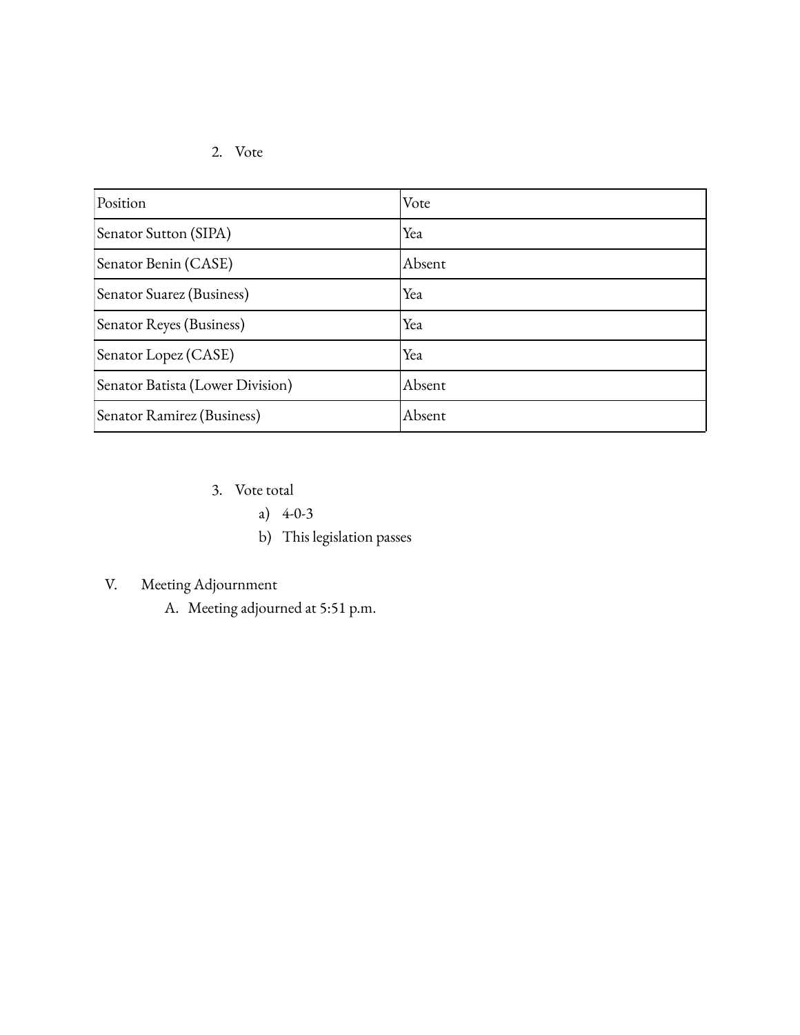2. Vote

| Position | Vote |
|---|---|
| Senator Sutton (SIPA) | Yea |
| Senator Benin (CASE) | Absent |
| Senator Suarez (Business) | Yea |
| Senator Reyes (Business) | Yea |
| Senator Lopez (CASE) | Yea |
| Senator Batista (Lower Division) | Absent |
| Senator Ramirez (Business) | Absent |

3. Vote total
   a) 4-0-3
   b) This legislation passes

V. Meeting Adjournment

A. Meeting adjourned at 5:51 p.m.